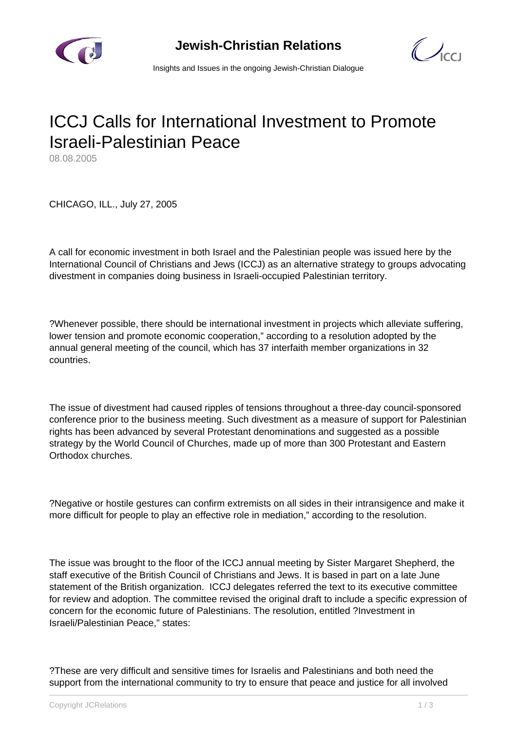# ICCJ Calls for International Investment to Promote Israeli-Palestinian Peace

08.08.2005

CHICAGO, ILL., July 27, 2005

A call for economic investment in both Israel and the Palestinian people was issued here by the International Council of Christians and Jews (ICCJ) as an alternative strategy to groups advocating divestment in companies doing business in Israeli-occupied Palestinian territory.

?Whenever possible, there should be international investment in projects which alleviate suffering, lower tension and promote economic cooperation," according to a resolution adopted by the annual general meeting of the council, which has 37 interfaith member organizations in 32 countries.

The issue of divestment had caused ripples of tensions throughout a three-day council-sponsored conference prior to the business meeting. Such divestment as a measure of support for Palestinian rights has been advanced by several Protestant denominations and suggested as a possible strategy by the World Council of Churches, made up of more than 300 Protestant and Eastern Orthodox churches.

?Negative or hostile gestures can confirm extremists on all sides in their intransigence and make it more difficult for people to play an effective role in mediation," according to the resolution.

The issue was brought to the floor of the ICCJ annual meeting by Sister Margaret Shepherd, the staff executive of the British Council of Christians and Jews. It is based in part on a late June statement of the British organization. ICCJ delegates referred the text to its executive committee for review and adoption. The committee revised the original draft to include a specific expression of concern for the economic future of Palestinians. The resolution, entitled ?Investment in Israeli/Palestinian Peace," states:

?These are very difficult and sensitive times for Israelis and Palestinians and both need the support from the international community to try to ensure that peace and justice for all involved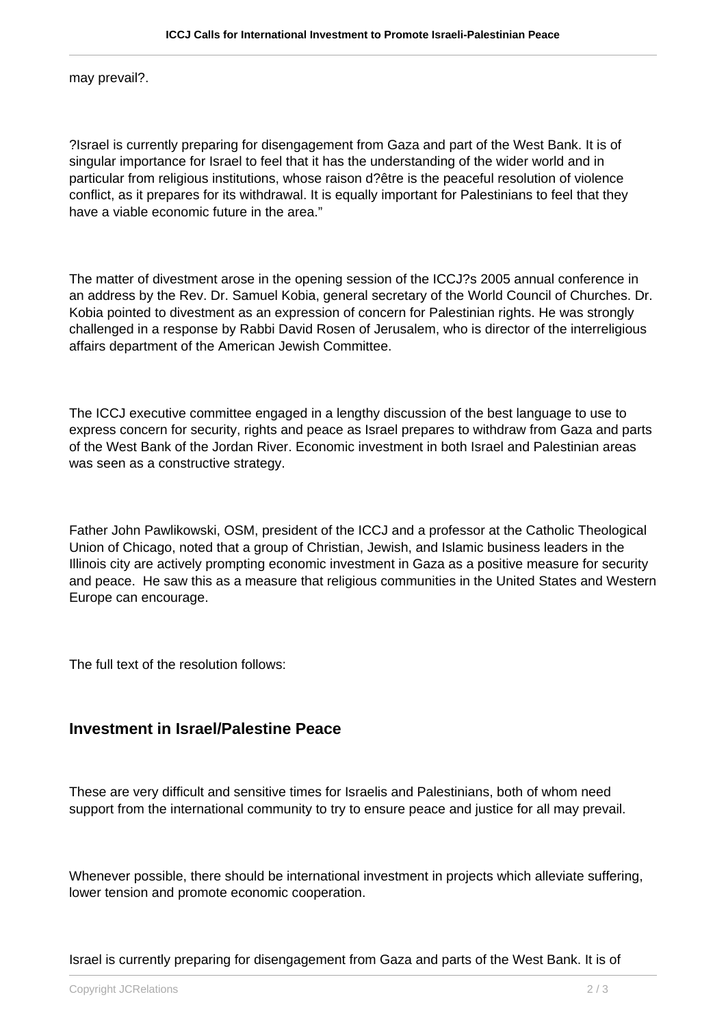may prevail?.

?Israel is currently preparing for disengagement from Gaza and part of the West Bank. It is of singular importance for Israel to feel that it has the understanding of the wider world and in particular from religious institutions, whose raison d?être is the peaceful resolution of violence conflict, as it prepares for its withdrawal. It is equally important for Palestinians to feel that they have a viable economic future in the area."

The matter of divestment arose in the opening session of the ICCJ?s 2005 annual conference in an address by the Rev. Dr. Samuel Kobia, general secretary of the World Council of Churches. Dr. Kobia pointed to divestment as an expression of concern for Palestinian rights. He was strongly challenged in a response by Rabbi David Rosen of Jerusalem, who is director of the interreligious affairs department of the American Jewish Committee.

The ICCJ executive committee engaged in a lengthy discussion of the best language to use to express concern for security, rights and peace as Israel prepares to withdraw from Gaza and parts of the West Bank of the Jordan River. Economic investment in both Israel and Palestinian areas was seen as a constructive strategy.

Father John Pawlikowski, OSM, president of the ICCJ and a professor at the Catholic Theological Union of Chicago, noted that a group of Christian, Jewish, and Islamic business leaders in the Illinois city are actively prompting economic investment in Gaza as a positive measure for security and peace. He saw this as a measure that religious communities in the United States and Western Europe can encourage.

The full text of the resolution follows:

## Investment in Israel/Palestine Peace

These are very difficult and sensitive times for Israelis and Palestinians, both of whom need support from the international community to try to ensure peace and justice for all may prevail.

Whenever possible, there should be international investment in projects which alleviate suffering, lower tension and promote economic cooperation.

Israel is currently preparing for disengagement from Gaza and parts of the West Bank. It is of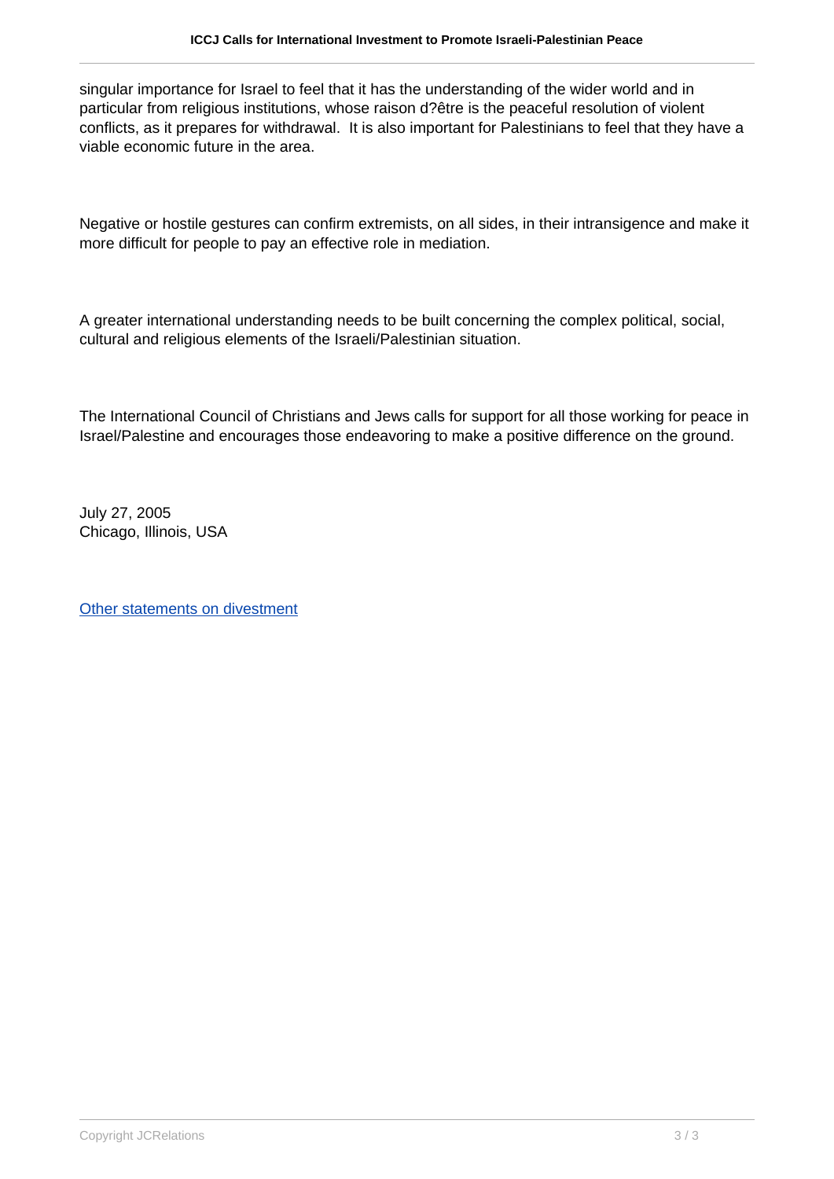singular importance for Israel to feel that it has the understanding of the wider world and in particular from religious institutions, whose raison d?être is the peaceful resolution of violent conflicts, as it prepares for withdrawal.  It is also important for Palestinians to feel that they have a viable economic future in the area.

Negative or hostile gestures can confirm extremists, on all sides, in their intransigence and make it more difficult for people to pay an effective role in mediation.

A greater international understanding needs to be built concerning the complex political, social, cultural and religious elements of the Israeli/Palestinian situation.

The International Council of Christians and Jews calls for support for all those working for peace in Israel/Palestine and encourages those endeavoring to make a positive difference on the ground.

July 27, 2005
Chicago, Illinois, USA

Other statements on divestment